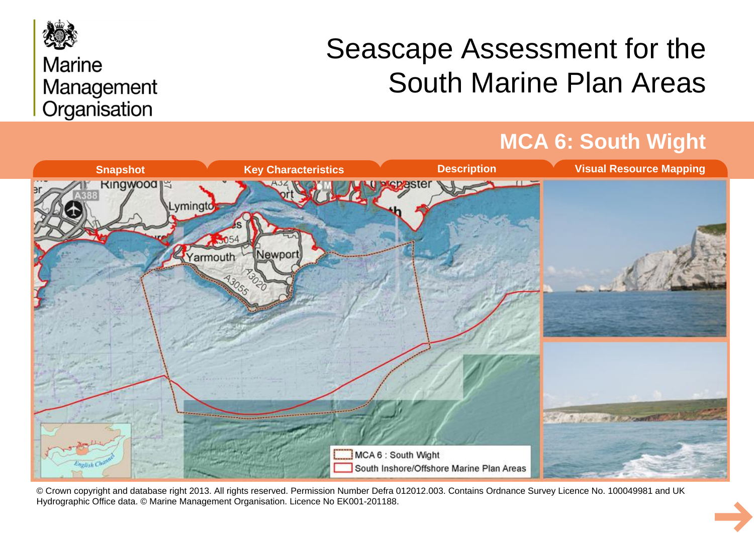Marine Management Organisation

# Seascape Assessment for the South Marine Plan Areas

## MCA 6: South Wight

Snapshot | Key Characteristics | Description | Visual Resource Mapping

MCA 6 : South Wight

South Inshore/Offshore Marine Plan Areas

© Crown copyright and database right 2013. All rights reserved. Permission Number Defra 012012.003. Contains Ordnance Survey Licence No. 100049981 and UK Hydrographic Office data. © Marine Management Organisation. Licence No EK001-201188.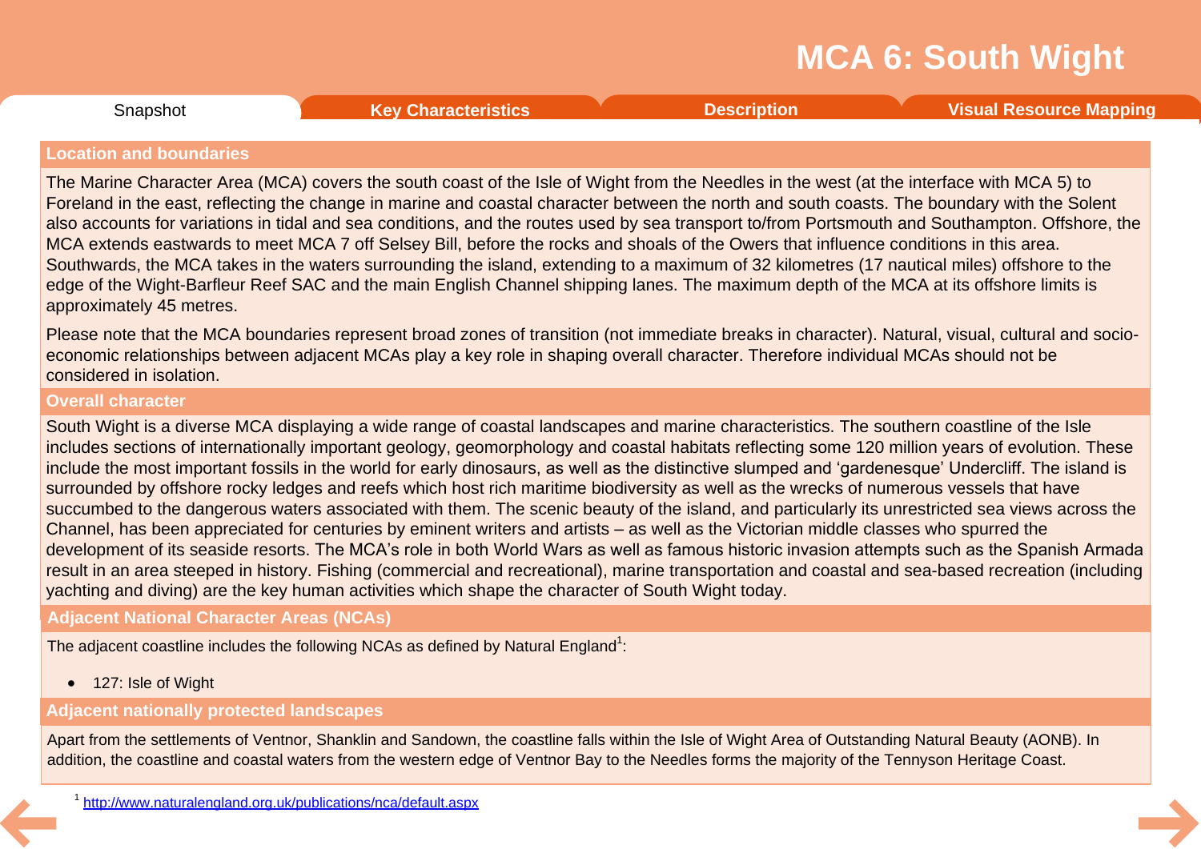# MCA 6: South Wight

Snapshot | Key Characteristics | Description | Visual Resource Mapping

## Location and boundaries

The Marine Character Area (MCA) covers the south coast of the Isle of Wight from the Needles in the west (at the interface with MCA 5) to Foreland in the east, reflecting the change in marine and coastal character between the north and south coasts. The boundary with the Solent also accounts for variations in tidal and sea conditions, and the routes used by sea transport to/from Portsmouth and Southampton. Offshore, the MCA extends eastwards to meet MCA 7 off Selsey Bill, before the rocks and shoals of the Owers that influence conditions in this area. Southwards, the MCA takes in the waters surrounding the island, extending to a maximum of 32 kilometres (17 nautical miles) offshore to the edge of the Wight-Barfleur Reef SAC and the main English Channel shipping lanes. The maximum depth of the MCA at its offshore limits is approximately 45 metres.

Please note that the MCA boundaries represent broad zones of transition (not immediate breaks in character). Natural, visual, cultural and socio-economic relationships between adjacent MCAs play a key role in shaping overall character. Therefore individual MCAs should not be considered in isolation.

## Overall character

South Wight is a diverse MCA displaying a wide range of coastal landscapes and marine characteristics. The southern coastline of the Isle includes sections of internationally important geology, geomorphology and coastal habitats reflecting some 120 million years of evolution. These include the most important fossils in the world for early dinosaurs, as well as the distinctive slumped and 'gardenesque' Undercliff. The island is surrounded by offshore rocky ledges and reefs which host rich maritime biodiversity as well as the wrecks of numerous vessels that have succumbed to the dangerous waters associated with them. The scenic beauty of the island, and particularly its unrestricted sea views across the Channel, has been appreciated for centuries by eminent writers and artists – as well as the Victorian middle classes who spurred the development of its seaside resorts. The MCA's role in both World Wars as well as famous historic invasion attempts such as the Spanish Armada result in an area steeped in history. Fishing (commercial and recreational), marine transportation and coastal and sea-based recreation (including yachting and diving) are the key human activities which shape the character of South Wight today.

## Adjacent National Character Areas (NCAs)

The adjacent coastline includes the following NCAs as defined by Natural England[1]:

- 127: Isle of Wight

## Adjacent nationally protected landscapes

Apart from the settlements of Ventnor, Shanklin and Sandown, the coastline falls within the Isle of Wight Area of Outstanding Natural Beauty (AONB). In addition, the coastline and coastal waters from the western edge of Ventnor Bay to the Needles forms the majority of the Tennyson Heritage Coast.

[1] http://www.naturalengland.org.uk/publications/nca/default.aspx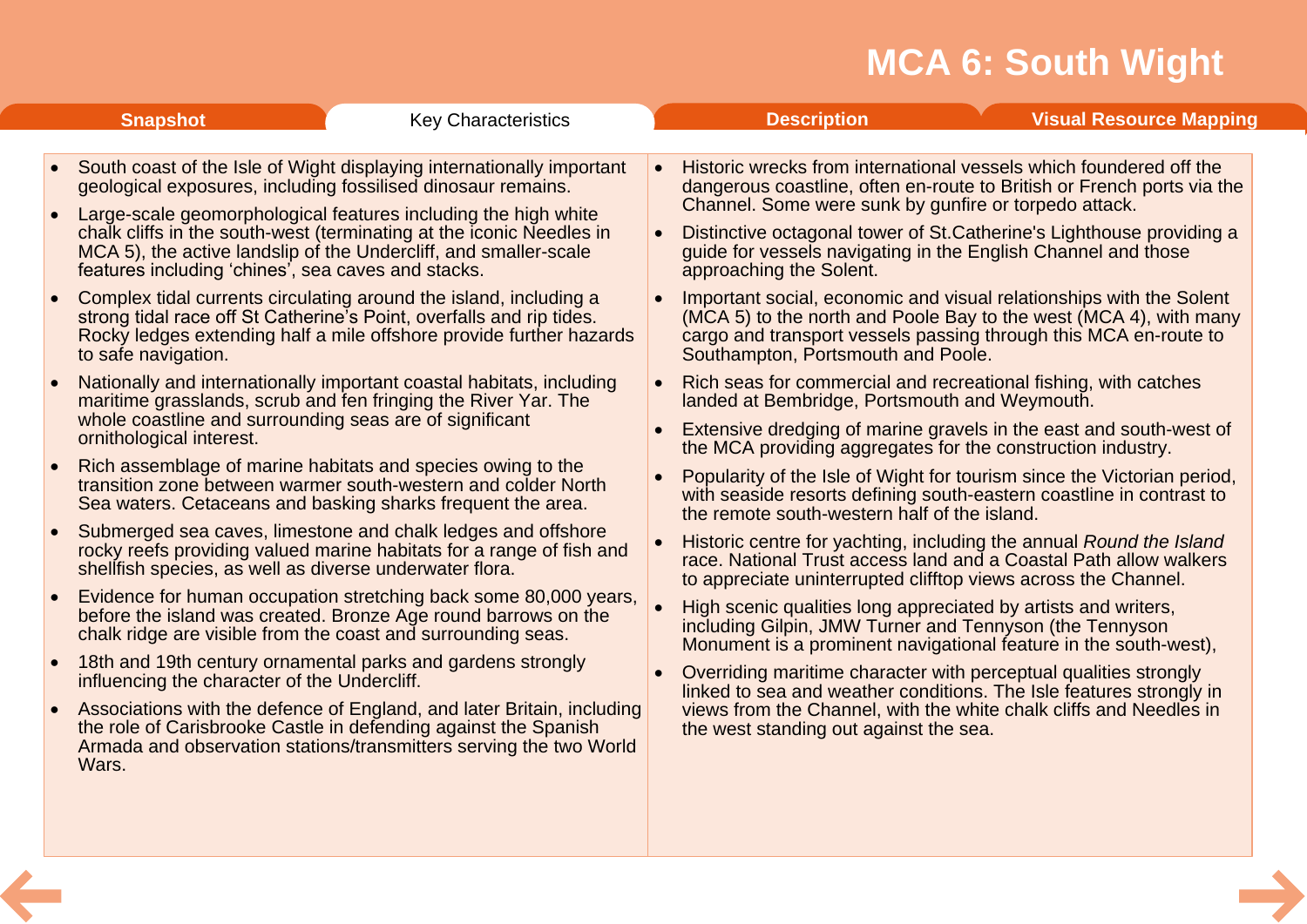# MCA 6: South Wight

Snapshot | Key Characteristics | Description | Visual Resource Mapping

- South coast of the Isle of Wight displaying internationally important geological exposures, including fossilised dinosaur remains.
- Large-scale geomorphological features including the high white chalk cliffs in the south-west (terminating at the iconic Needles in MCA 5), the active landslip of the Undercliff, and smaller-scale features including 'chines', sea caves and stacks.
- Complex tidal currents circulating around the island, including a strong tidal race off St Catherine's Point, overfalls and rip tides. Rocky ledges extending half a mile offshore provide further hazards to safe navigation.
- Nationally and internationally important coastal habitats, including maritime grasslands, scrub and fen fringing the River Yar. The whole coastline and surrounding seas are of significant ornithological interest.
- Rich assemblage of marine habitats and species owing to the transition zone between warmer south-western and colder North Sea waters. Cetaceans and basking sharks frequent the area.
- Submerged sea caves, limestone and chalk ledges and offshore rocky reefs providing valued marine habitats for a range of fish and shellfish species, as well as diverse underwater flora.
- Evidence for human occupation stretching back some 80,000 years, before the island was created. Bronze Age round barrows on the chalk ridge are visible from the coast and surrounding seas.
- 18th and 19th century ornamental parks and gardens strongly influencing the character of the Undercliff.
- Associations with the defence of England, and later Britain, including the role of Carisbrooke Castle in defending against the Spanish Armada and observation stations/transmitters serving the two World Wars.
- Historic wrecks from international vessels which foundered off the dangerous coastline, often en-route to British or French ports via the Channel. Some were sunk by gunfire or torpedo attack.
- Distinctive octagonal tower of St.Catherine's Lighthouse providing a guide for vessels navigating in the English Channel and those approaching the Solent.
- Important social, economic and visual relationships with the Solent (MCA 5) to the north and Poole Bay to the west (MCA 4), with many cargo and transport vessels passing through this MCA en-route to Southampton, Portsmouth and Poole.
- Rich seas for commercial and recreational fishing, with catches landed at Bembridge, Portsmouth and Weymouth.
- Extensive dredging of marine gravels in the east and south-west of the MCA providing aggregates for the construction industry.
- Popularity of the Isle of Wight for tourism since the Victorian period, with seaside resorts defining south-eastern coastline in contrast to the remote south-western half of the island.
- Historic centre for yachting, including the annual *Round the Island* race. National Trust access land and a Coastal Path allow walkers to appreciate uninterrupted clifftop views across the Channel.
- High scenic qualities long appreciated by artists and writers, including Gilpin, JMW Turner and Tennyson (the Tennyson Monument is a prominent navigational feature in the south-west),
- Overriding maritime character with perceptual qualities strongly linked to sea and weather conditions. The Isle features strongly in views from the Channel, with the white chalk cliffs and Needles in the west standing out against the sea.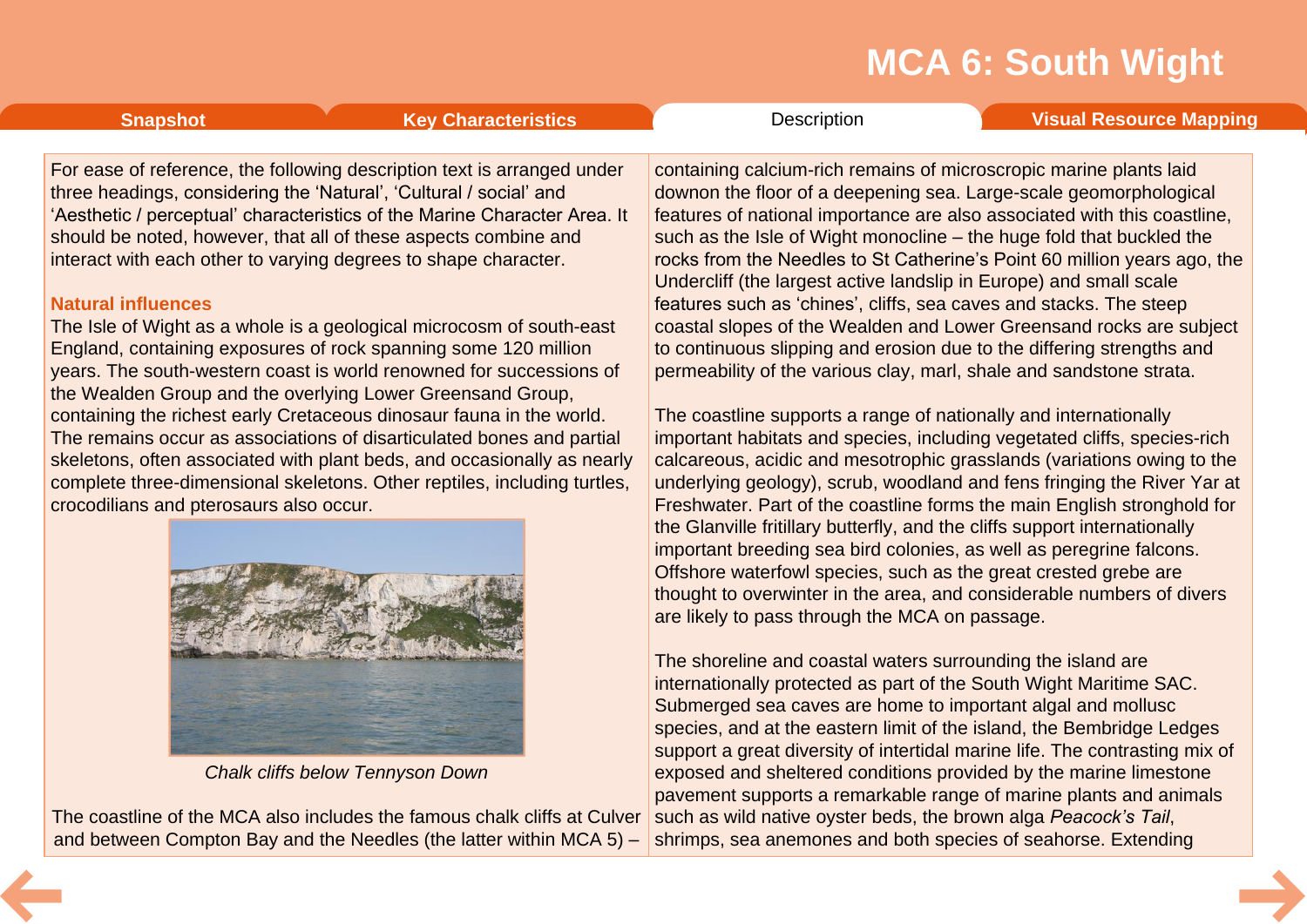For ease of reference, the following description text is arranged under three headings, considering the 'Natural', 'Cultural / social' and 'Aesthetic / perceptual' characteristics of the Marine Character Area. It should be noted, however, that all of these aspects combine and interact with each other to varying degrees to shape character.

## Natural influences

The Isle of Wight as a whole is a geological microcosm of south-east England, containing exposures of rock spanning some 120 million years. The south-western coast is world renowned for successions of the Wealden Group and the overlying Lower Greensand Group, containing the richest early Cretaceous dinosaur fauna in the world. The remains occur as associations of disarticulated bones and partial skeletons, often associated with plant beds, and occasionally as nearly complete three-dimensional skeletons. Other reptiles, including turtles, crocodilians and pterosaurs also occur.

*Chalk cliffs below Tennyson Down*

The coastline of the MCA also includes the famous chalk cliffs at Culver and between Compton Bay and the Needles (the latter within MCA 5) – containing calcium-rich remains of microscropic marine plants laid downon the floor of a deepening sea. Large-scale geomorphological features of national importance are also associated with this coastline, such as the Isle of Wight monocline – the huge fold that buckled the rocks from the Needles to St Catherine's Point 60 million years ago, the Undercliff (the largest active landslip in Europe) and small scale features such as 'chines', cliffs, sea caves and stacks. The steep coastal slopes of the Wealden and Lower Greensand rocks are subject to continuous slipping and erosion due to the differing strengths and permeability of the various clay, marl, shale and sandstone strata.

The coastline supports a range of nationally and internationally important habitats and species, including vegetated cliffs, species-rich calcareous, acidic and mesotrophic grasslands (variations owing to the underlying geology), scrub, woodland and fens fringing the River Yar at Freshwater. Part of the coastline forms the main English stronghold for the Glanville fritillary butterfly, and the cliffs support internationally important breeding sea bird colonies, as well as peregrine falcons. Offshore waterfowl species, such as the great crested grebe are thought to overwinter in the area, and considerable numbers of divers are likely to pass through the MCA on passage.

The shoreline and coastal waters surrounding the island are internationally protected as part of the South Wight Maritime SAC. Submerged sea caves are home to important algal and mollusc species, and at the eastern limit of the island, the Bembridge Ledges support a great diversity of intertidal marine life. The contrasting mix of exposed and sheltered conditions provided by the marine limestone pavement supports a remarkable range of marine plants and animals such as wild native oyster beds, the brown alga *Peacock's Tail*, shrimps, sea anemones and both species of seahorse. Extending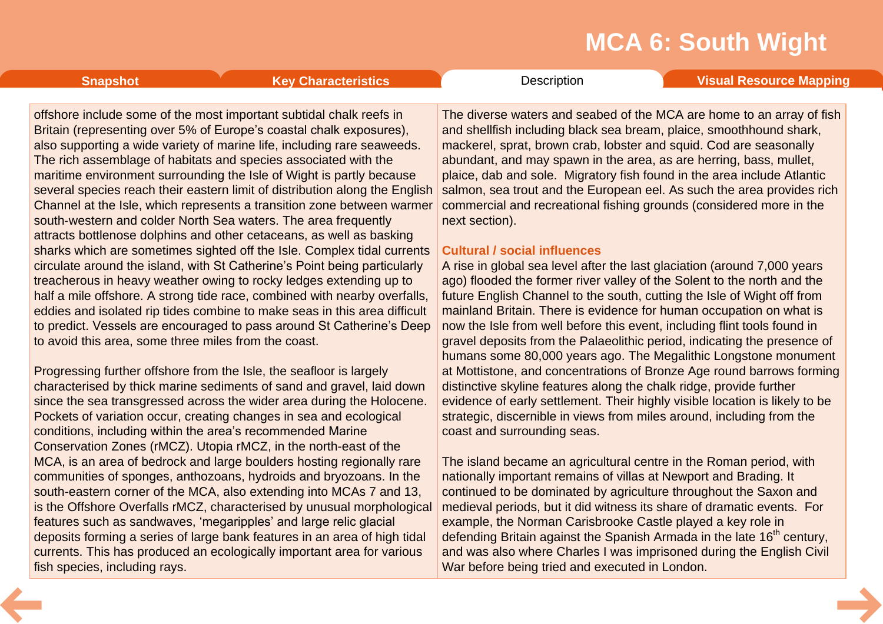offshore include some of the most important subtidal chalk reefs in Britain (representing over 5% of Europe's coastal chalk exposures), also supporting a wide variety of marine life, including rare seaweeds. The rich assemblage of habitats and species associated with the maritime environment surrounding the Isle of Wight is partly because several species reach their eastern limit of distribution along the English Channel at the Isle, which represents a transition zone between warmer south-western and colder North Sea waters. The area frequently attracts bottlenose dolphins and other cetaceans, as well as basking sharks which are sometimes sighted off the Isle. Complex tidal currents circulate around the island, with St Catherine's Point being particularly treacherous in heavy weather owing to rocky ledges extending up to half a mile offshore. A strong tide race, combined with nearby overfalls, eddies and isolated rip tides combine to make seas in this area difficult to predict. Vessels are encouraged to pass around St Catherine's Deep to avoid this area, some three miles from the coast.

Progressing further offshore from the Isle, the seafloor is largely characterised by thick marine sediments of sand and gravel, laid down since the sea transgressed across the wider area during the Holocene. Pockets of variation occur, creating changes in sea and ecological conditions, including within the area's recommended Marine Conservation Zones (rMCZ). Utopia rMCZ, in the north-east of the MCA, is an area of bedrock and large boulders hosting regionally rare communities of sponges, anthozoans, hydroids and bryozoans. In the south-eastern corner of the MCA, also extending into MCAs 7 and 13, is the Offshore Overfalls rMCZ, characterised by unusual morphological features such as sandwaves, 'megaripples' and large relic glacial deposits forming a series of large bank features in an area of high tidal currents. This has produced an ecologically important area for various fish species, including rays.

The diverse waters and seabed of the MCA are home to an array of fish and shellfish including black sea bream, plaice, smoothhound shark, mackerel, sprat, brown crab, lobster and squid. Cod are seasonally abundant, and may spawn in the area, as are herring, bass, mullet, plaice, dab and sole. Migratory fish found in the area include Atlantic salmon, sea trout and the European eel. As such the area provides rich commercial and recreational fishing grounds (considered more in the next section).

### Cultural / social influences

A rise in global sea level after the last glaciation (around 7,000 years ago) flooded the former river valley of the Solent to the north and the future English Channel to the south, cutting the Isle of Wight off from mainland Britain. There is evidence for human occupation on what is now the Isle from well before this event, including flint tools found in gravel deposits from the Palaeolithic period, indicating the presence of humans some 80,000 years ago. The Megalithic Longstone monument at Mottistone, and concentrations of Bronze Age round barrows forming distinctive skyline features along the chalk ridge, provide further evidence of early settlement. Their highly visible location is likely to be strategic, discernible in views from miles around, including from the coast and surrounding seas.

The island became an agricultural centre in the Roman period, with nationally important remains of villas at Newport and Brading. It continued to be dominated by agriculture throughout the Saxon and medieval periods, but it did witness its share of dramatic events. For example, the Norman Carisbrooke Castle played a key role in defending Britain against the Spanish Armada in the late 16th century, and was also where Charles I was imprisoned during the English Civil War before being tried and executed in London.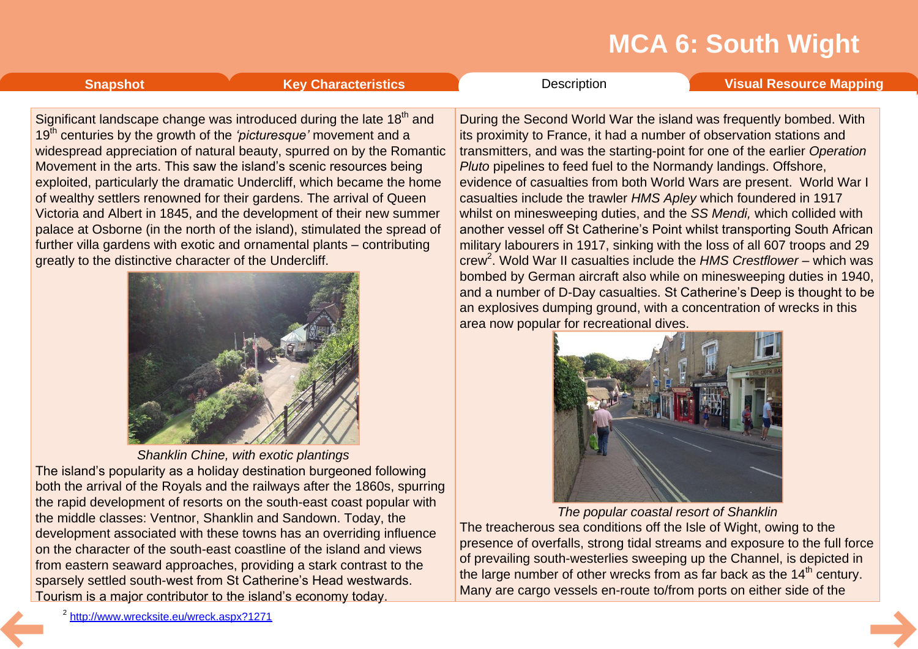# MCA 6: South Wight

Snapshot | Key Characteristics | Description | Visual Resource Mapping

Significant landscape change was introduced during the late 18th and 19th centuries by the growth of the *'picturesque'* movement and a widespread appreciation of natural beauty, spurred on by the Romantic Movement in the arts. This saw the island's scenic resources being exploited, particularly the dramatic Undercliff, which became the home of wealthy settlers renowned for their gardens. The arrival of Queen Victoria and Albert in 1845, and the development of their new summer palace at Osborne (in the north of the island), stimulated the spread of further villa gardens with exotic and ornamental plants – contributing greatly to the distinctive character of the Undercliff.

*Shanklin Chine, with exotic plantings*

The island's popularity as a holiday destination burgeoned following both the arrival of the Royals and the railways after the 1860s, spurring the rapid development of resorts on the south-east coast popular with the middle classes: Ventnor, Shanklin and Sandown. Today, the development associated with these towns has an overriding influence on the character of the south-east coastline of the island and views from eastern seaward approaches, providing a stark contrast to the sparsely settled south-west from St Catherine's Head westwards. Tourism is a major contributor to the island's economy today.

During the Second World War the island was frequently bombed. With its proximity to France, it had a number of observation stations and transmitters, and was the starting-point for one of the earlier *Operation Pluto* pipelines to feed fuel to the Normandy landings. Offshore, evidence of casualties from both World Wars are present. World War I casualties include the trawler *HMS Apley* which foundered in 1917 whilst on minesweeping duties, and the *SS Mendi,* which collided with another vessel off St Catherine's Point whilst transporting South African military labourers in 1917, sinking with the loss of all 607 troops and 29 crew[2]. Wold War II casualties include the *HMS Crestflower* – which was bombed by German aircraft also while on minesweeping duties in 1940, and a number of D-Day casualties. St Catherine's Deep is thought to be an explosives dumping ground, with a concentration of wrecks in this area now popular for recreational dives.

*The popular coastal resort of Shanklin*

The treacherous sea conditions off the Isle of Wight, owing to the presence of overfalls, strong tidal streams and exposure to the full force of prevailing south-westerlies sweeping up the Channel, is depicted in the large number of other wrecks from as far back as the 14th century. Many are cargo vessels en-route to/from ports on either side of the

[2] http://www.wrecksite.eu/wreck.aspx?1271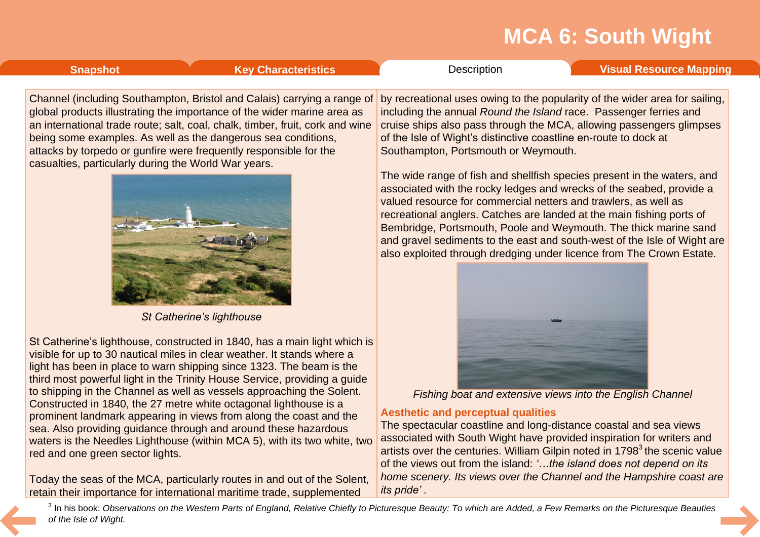Channel (including Southampton, Bristol and Calais) carrying a range of global products illustrating the importance of the wider marine area as an international trade route; salt, coal, chalk, timber, fruit, cork and wine being some examples. As well as the dangerous sea conditions, attacks by torpedo or gunfire were frequently responsible for the casualties, particularly during the World War years.

*St Catherine's lighthouse*

St Catherine's lighthouse, constructed in 1840, has a main light which is visible for up to 30 nautical miles in clear weather. It stands where a light has been in place to warn shipping since 1323. The beam is the third most powerful light in the Trinity House Service, providing a guide to shipping in the Channel as well as vessels approaching the Solent. Constructed in 1840, the 27 metre white octagonal lighthouse is a prominent landmark appearing in views from along the coast and the sea. Also providing guidance through and around these hazardous waters is the Needles Lighthouse (within MCA 5), with its two white, two red and one green sector lights.

Today the seas of the MCA, particularly routes in and out of the Solent, retain their importance for international maritime trade, supplemented by recreational uses owing to the popularity of the wider area for sailing, including the annual *Round the Island* race. Passenger ferries and cruise ships also pass through the MCA, allowing passengers glimpses of the Isle of Wight's distinctive coastline en-route to dock at Southampton, Portsmouth or Weymouth.

The wide range of fish and shellfish species present in the waters, and associated with the rocky ledges and wrecks of the seabed, provide a valued resource for commercial netters and trawlers, as well as recreational anglers. Catches are landed at the main fishing ports of Bembridge, Portsmouth, Poole and Weymouth. The thick marine sand and gravel sediments to the east and south-west of the Isle of Wight are also exploited through dredging under licence from The Crown Estate.

*Fishing boat and extensive views into the English Channel*

### Aesthetic and perceptual qualities

The spectacular coastline and long-distance coastal and sea views associated with South Wight have provided inspiration for writers and artists over the centuries. William Gilpin noted in 1798[3] the scenic value of the views out from the island: *'…the island does not depend on its home scenery. Its views over the Channel and the Hampshire coast are its pride'*.

[3] In his book: *Observations on the Western Parts of England, Relative Chiefly to Picturesque Beauty: To which are Added, a Few Remarks on the Picturesque Beauties of the Isle of Wight.*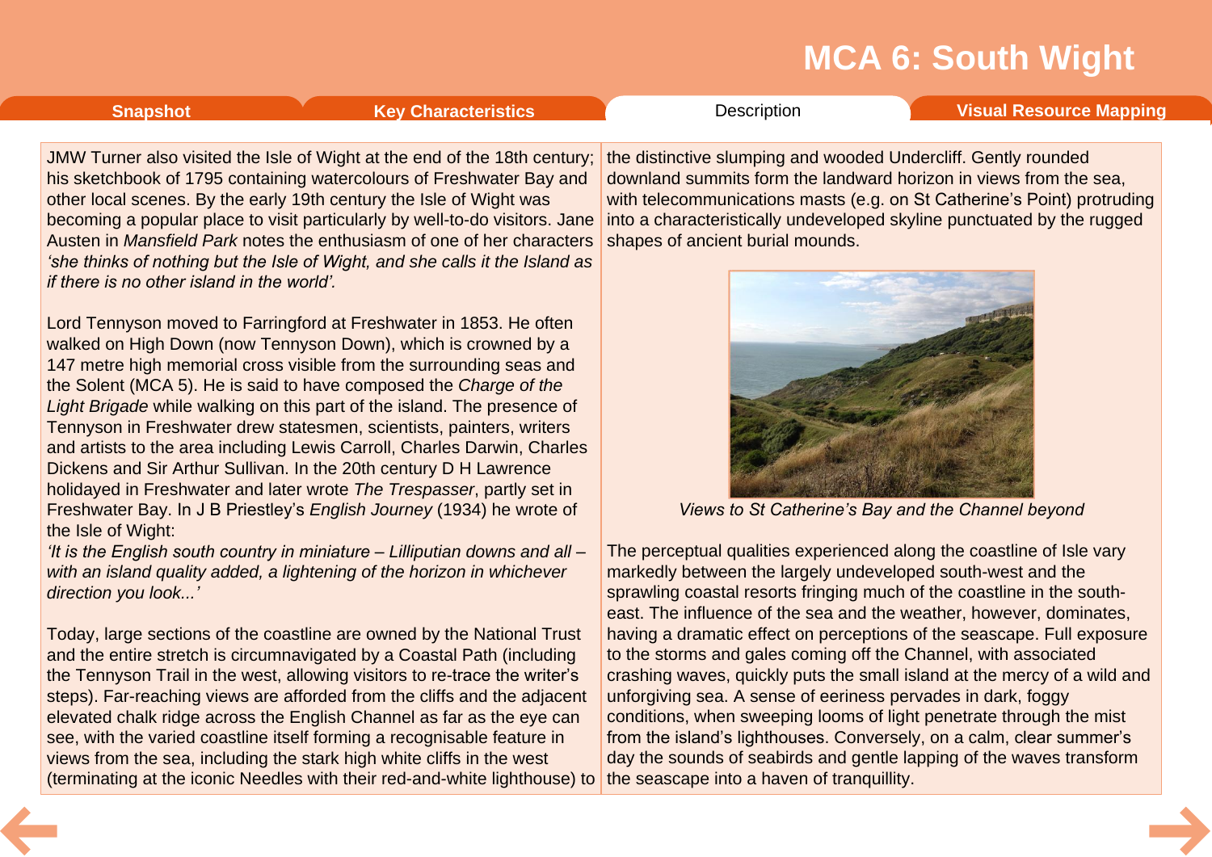JMW Turner also visited the Isle of Wight at the end of the 18th century; his sketchbook of 1795 containing watercolours of Freshwater Bay and other local scenes. By the early 19th century the Isle of Wight was becoming a popular place to visit particularly by well-to-do visitors. Jane Austen in *Mansfield Park* notes the enthusiasm of one of her characters *'she thinks of nothing but the Isle of Wight, and she calls it the Island as if there is no other island in the world'.*

Lord Tennyson moved to Farringford at Freshwater in 1853. He often walked on High Down (now Tennyson Down), which is crowned by a 147 metre high memorial cross visible from the surrounding seas and the Solent (MCA 5). He is said to have composed the *Charge of the Light Brigade* while walking on this part of the island. The presence of Tennyson in Freshwater drew statesmen, scientists, painters, writers and artists to the area including Lewis Carroll, Charles Darwin, Charles Dickens and Sir Arthur Sullivan. In the 20th century D H Lawrence holidayed in Freshwater and later wrote *The Trespasser*, partly set in Freshwater Bay. In J B Priestley's *English Journey* (1934) he wrote of the Isle of Wight:
*'It is the English south country in miniature – Lilliputian downs and all – with an island quality added, a lightening of the horizon in whichever direction you look...'*

Today, large sections of the coastline are owned by the National Trust and the entire stretch is circumnavigated by a Coastal Path (including the Tennyson Trail in the west, allowing visitors to re-trace the writer's steps). Far-reaching views are afforded from the cliffs and the adjacent elevated chalk ridge across the English Channel as far as the eye can see, with the varied coastline itself forming a recognisable feature in views from the sea, including the stark high white cliffs in the west (terminating at the iconic Needles with their red-and-white lighthouse) to the distinctive slumping and wooded Undercliff. Gently rounded downland summits form the landward horizon in views from the sea, with telecommunications masts (e.g. on St Catherine's Point) protruding into a characteristically undeveloped skyline punctuated by the rugged shapes of ancient burial mounds.

*Views to St Catherine's Bay and the Channel beyond*

The perceptual qualities experienced along the coastline of Isle vary markedly between the largely undeveloped south-west and the sprawling coastal resorts fringing much of the coastline in the south-east. The influence of the sea and the weather, however, dominates, having a dramatic effect on perceptions of the seascape. Full exposure to the storms and gales coming off the Channel, with associated crashing waves, quickly puts the small island at the mercy of a wild and unforgiving sea. A sense of eeriness pervades in dark, foggy conditions, when sweeping looms of light penetrate through the mist from the island's lighthouses. Conversely, on a calm, clear summer's day the sounds of seabirds and gentle lapping of the waves transform the seascape into a haven of tranquillity.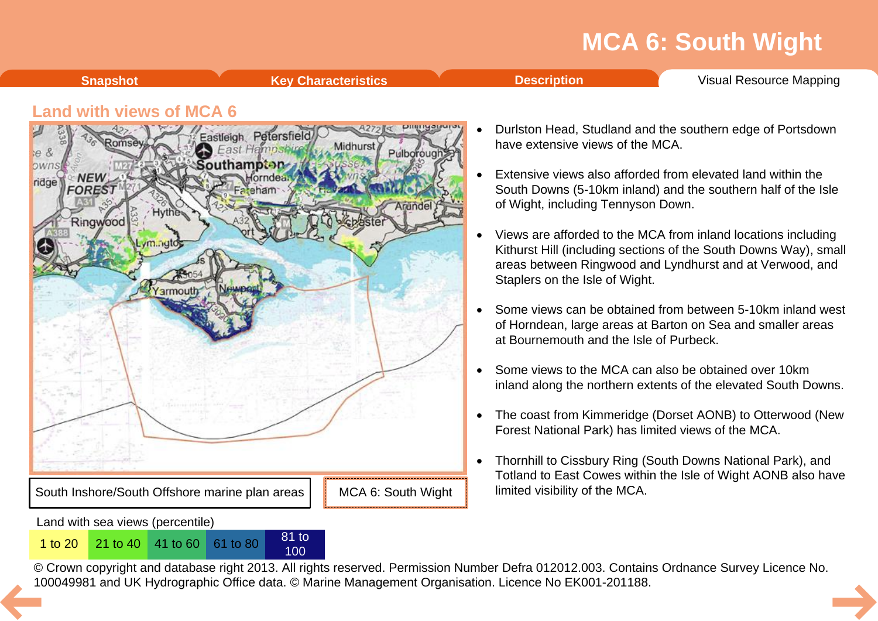# MCA 6: South Wight

Snapshot | Key Characteristics | Description | Visual Resource Mapping

## Land with views of MCA 6

South Inshore/South Offshore marine plan areas

MCA 6: South Wight

Land with sea views (percentile)

| 1 to 20 | 21 to 40 | 41 to 60 | 61 to 80 | 81 to 100 |
|---|---|---|---|---|

© Crown copyright and database right 2013. All rights reserved. Permission Number Defra 012012.003. Contains Ordnance Survey Licence No. 100049981 and UK Hydrographic Office data. © Marine Management Organisation. Licence No EK001-201188.

- Durlston Head, Studland and the southern edge of Portsdown have extensive views of the MCA.
- Extensive views also afforded from elevated land within the South Downs (5-10km inland) and the southern half of the Isle of Wight, including Tennyson Down.
- Views are afforded to the MCA from inland locations including Kithurst Hill (including sections of the South Downs Way), small areas between Ringwood and Lyndhurst and at Verwood, and Staplers on the Isle of Wight.
- Some views can be obtained from between 5-10km inland west of Horndean, large areas at Barton on Sea and smaller areas at Bournemouth and the Isle of Purbeck.
- Some views to the MCA can also be obtained over 10km inland along the northern extents of the elevated South Downs.
- The coast from Kimmeridge (Dorset AONB) to Otterwood (New Forest National Park) has limited views of the MCA.
- Thornhill to Cissbury Ring (South Downs National Park), and Totland to East Cowes within the Isle of Wight AONB also have limited visibility of the MCA.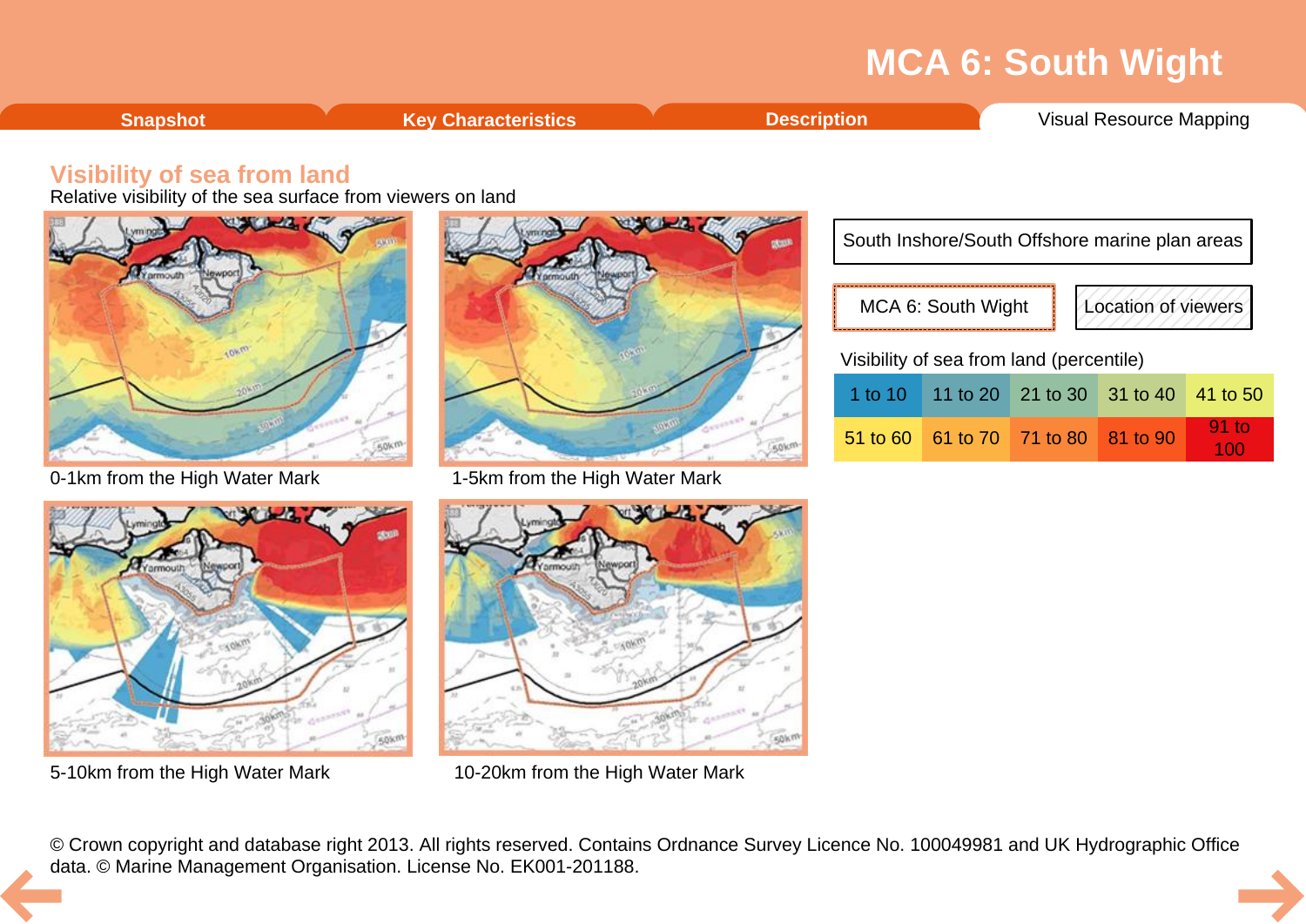# MCA 6: South Wight

Snapshot | Key Characteristics | Description | Visual Resource Mapping

## Visibility of sea from land

Relative visibility of the sea surface from viewers on land

0-1km from the High Water Mark

1-5km from the High Water Mark

5-10km from the High Water Mark

10-20km from the High Water Mark

South Inshore/South Offshore marine plan areas

MCA 6: South Wight

Location of viewers

Visibility of sea from land (percentile)

| 1 to 10 | 11 to 20 | 21 to 30 | 31 to 40 | 41 to 50 |
|---|---|---|---|---|
| 51 to 60 | 61 to 70 | 71 to 80 | 81 to 90 | 91 to 100 |

© Crown copyright and database right 2013. All rights reserved. Contains Ordnance Survey Licence No. 100049981 and UK Hydrographic Office data. © Marine Management Organisation. License No. EK001-201188.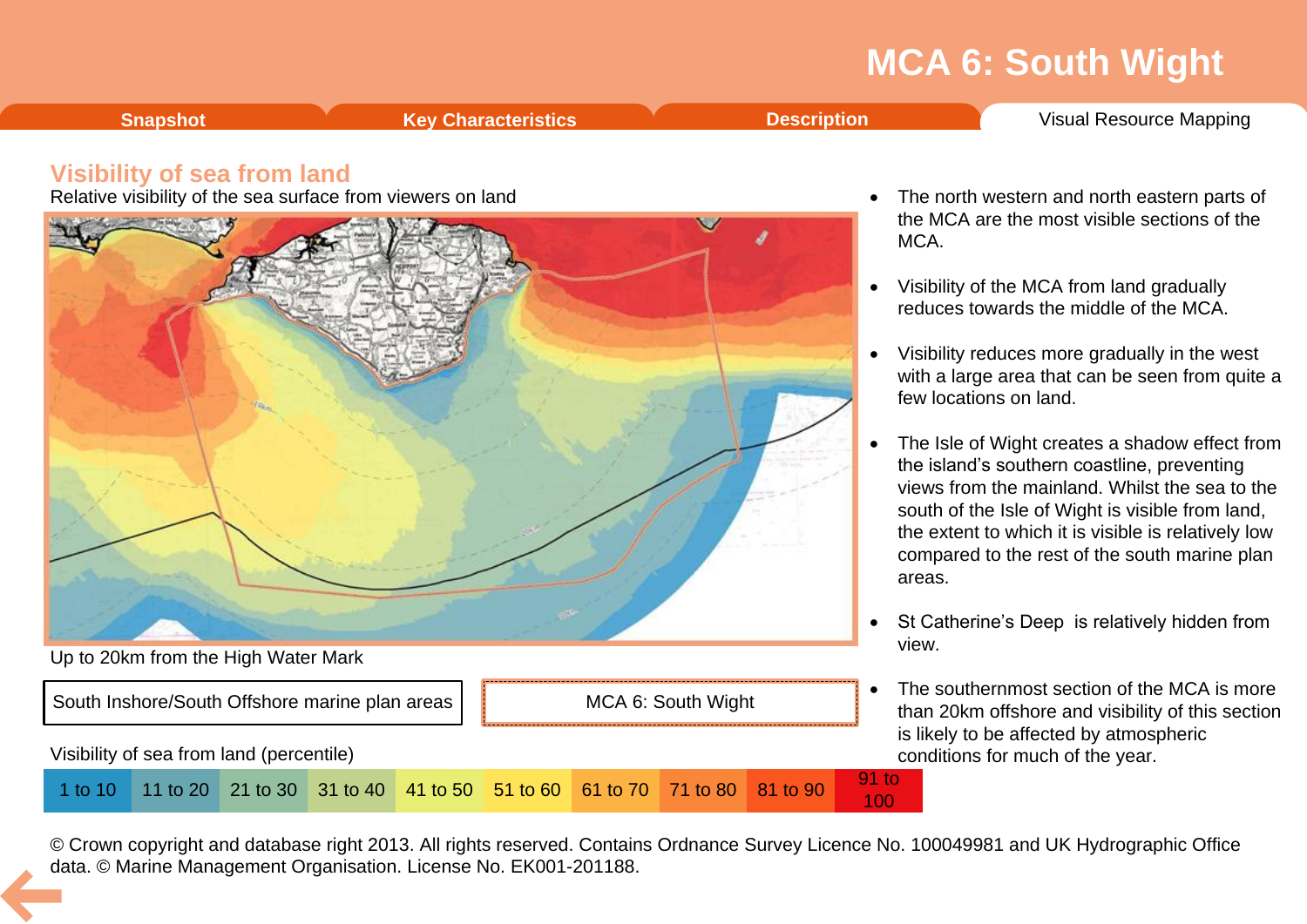# MCA 6: South Wight

Snapshot | Key Characteristics | Description | Visual Resource Mapping

## Visibility of sea from land

Relative visibility of the sea surface from viewers on land

Up to 20km from the High Water Mark

South Inshore/South Offshore marine plan areas

MCA 6: South Wight

Visibility of sea from land (percentile)

1 to 10
11 to 20
21 to 30
31 to 40
41 to 50
51 to 60
61 to 70
71 to 80
81 to 90
91 to 100

- The north western and north eastern parts of the MCA are the most visible sections of the MCA.
- Visibility of the MCA from land gradually reduces towards the middle of the MCA.
- Visibility reduces more gradually in the west with a large area that can be seen from quite a few locations on land.
- The Isle of Wight creates a shadow effect from the island's southern coastline, preventing views from the mainland. Whilst the sea to the south of the Isle of Wight is visible from land, the extent to which it is visible is relatively low compared to the rest of the south marine plan areas.
- St Catherine's Deep is relatively hidden from view.
- The southernmost section of the MCA is more than 20km offshore and visibility of this section is likely to be affected by atmospheric conditions for much of the year.

© Crown copyright and database right 2013. All rights reserved. Contains Ordnance Survey Licence No. 100049981 and UK Hydrographic Office data. © Marine Management Organisation. License No. EK001-201188.